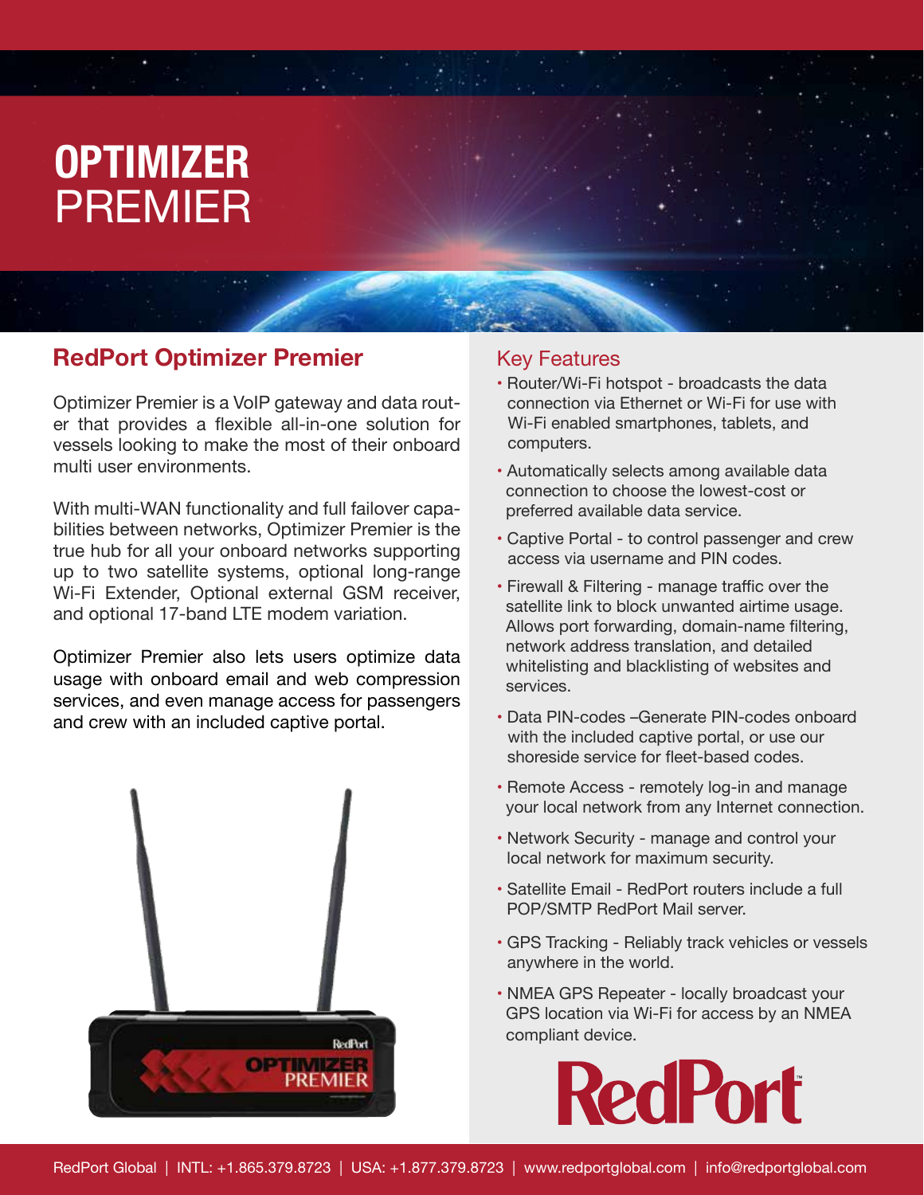# OPTIMIZER PREMIER

## RedPort Optimizer Premier

Optimizer Premier is a VoIP gateway and data router that provides a flexible all-in-one solution for vessels looking to make the most of their onboard multi user environments.

With multi-WAN functionality and full failover capabilities between networks, Optimizer Premier is the true hub for all your onboard networks supporting up to two satellite systems, optional long-range Wi-Fi Extender, Optional external GSM receiver, and optional 17-band LTE modem variation.

Optimizer Premier also lets users optimize data usage with onboard email and web compression services, and even manage access for passengers and crew with an included captive portal.

## Key Features

- Router/Wi-Fi hotspot - broadcasts the data connection via Ethernet or Wi-Fi for use with Wi-Fi enabled smartphones, tablets, and computers.
- Automatically selects among available data connection to choose the lowest-cost or preferred available data service.
- Captive Portal - to control passenger and crew access via username and PIN codes.
- Firewall & Filtering - manage traffic over the satellite link to block unwanted airtime usage. Allows port forwarding, domain-name filtering, network address translation, and detailed whitelisting and blacklisting of websites and services.
- Data PIN-codes –Generate PIN-codes onboard with the included captive portal, or use our shoreside service for fleet-based codes.
- Remote Access - remotely log-in and manage your local network from any Internet connection.
- Network Security - manage and control your local network for maximum security.
- Satellite Email - RedPort routers include a full POP/SMTP RedPort Mail server.
- GPS Tracking - Reliably track vehicles or vessels anywhere in the world.
- NMEA GPS Repeater - locally broadcast your GPS location via Wi-Fi for access by an NMEA compliant device.

RedPort

RedPort Global | INTL: +1.865.379.8723 | USA: +1.877.379.8723 | www.redportglobal.com | info@redportglobal.com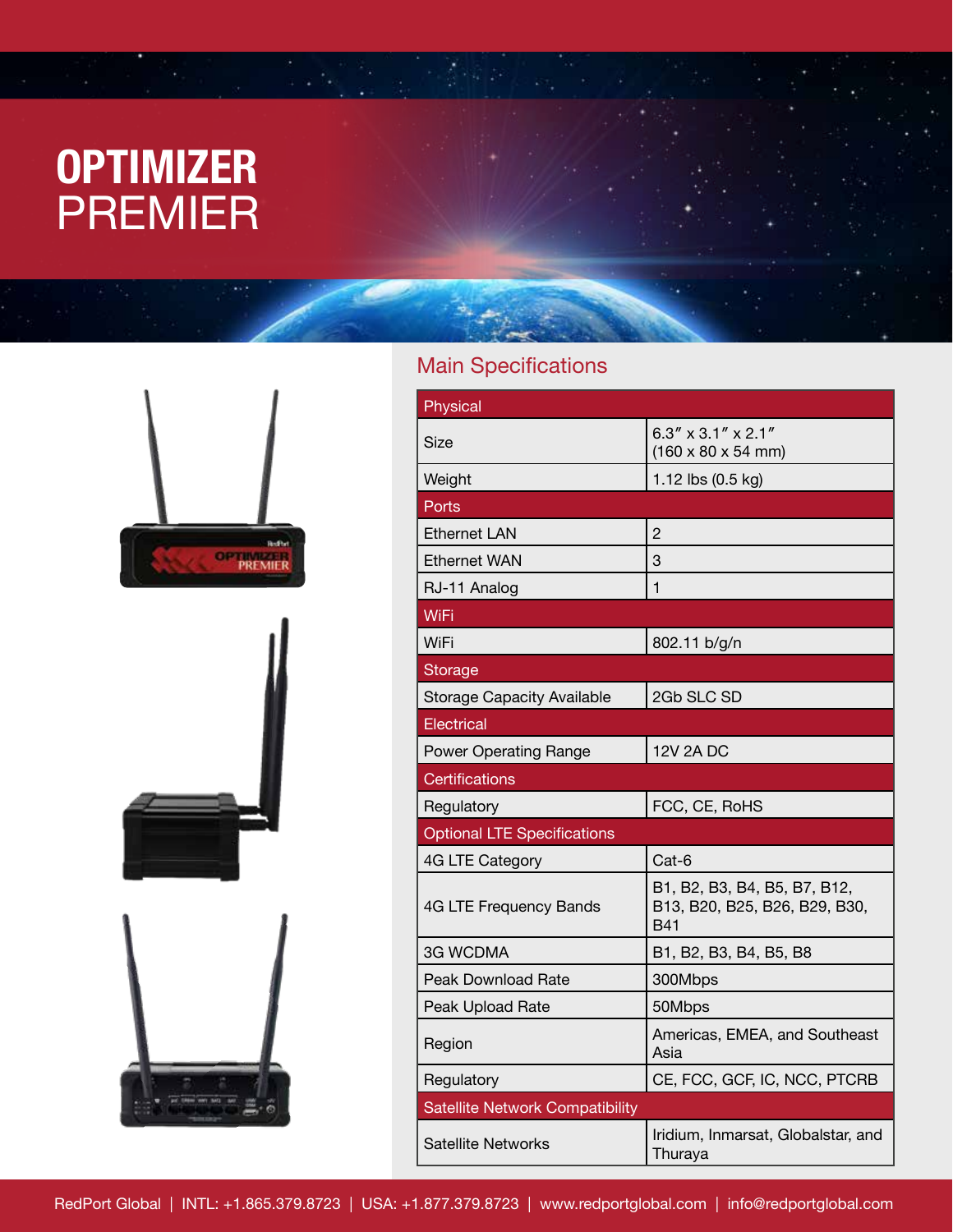# OPTIMIZER PREMIER

## Main Specifications

| | |
|---|---|
| **Physical** | |
| Size | 6.3″ x 3.1″ x 2.1″ (160 x 80 x 54 mm) |
| Weight | 1.12 lbs (0.5 kg) |
| **Ports** | |
| Ethernet LAN | 2 |
| Ethernet WAN | 3 |
| RJ-11 Analog | 1 |
| **WiFi** | |
| WiFi | 802.11 b/g/n |
| **Storage** | |
| Storage Capacity Available | 2Gb SLC SD |
| **Electrical** | |
| Power Operating Range | 12V 2A DC |
| **Certifications** | |
| Regulatory | FCC, CE, RoHS |
| **Optional LTE Specifications** | |
| 4G LTE Category | Cat-6 |
| 4G LTE Frequency Bands | B1, B2, B3, B4, B5, B7, B12, B13, B20, B25, B26, B29, B30, B41 |
| 3G WCDMA | B1, B2, B3, B4, B5, B8 |
| Peak Download Rate | 300Mbps |
| Peak Upload Rate | 50Mbps |
| Region | Americas, EMEA, and Southeast Asia |
| Regulatory | CE, FCC, GCF, IC, NCC, PTCRB |
| **Satellite Network Compatibility** | |
| Satellite Networks | Iridium, Inmarsat, Globalstar, and Thuraya |

RedPort Global | INTL: +1.865.379.8723 | USA: +1.877.379.8723 | www.redportglobal.com | info@redportglobal.com